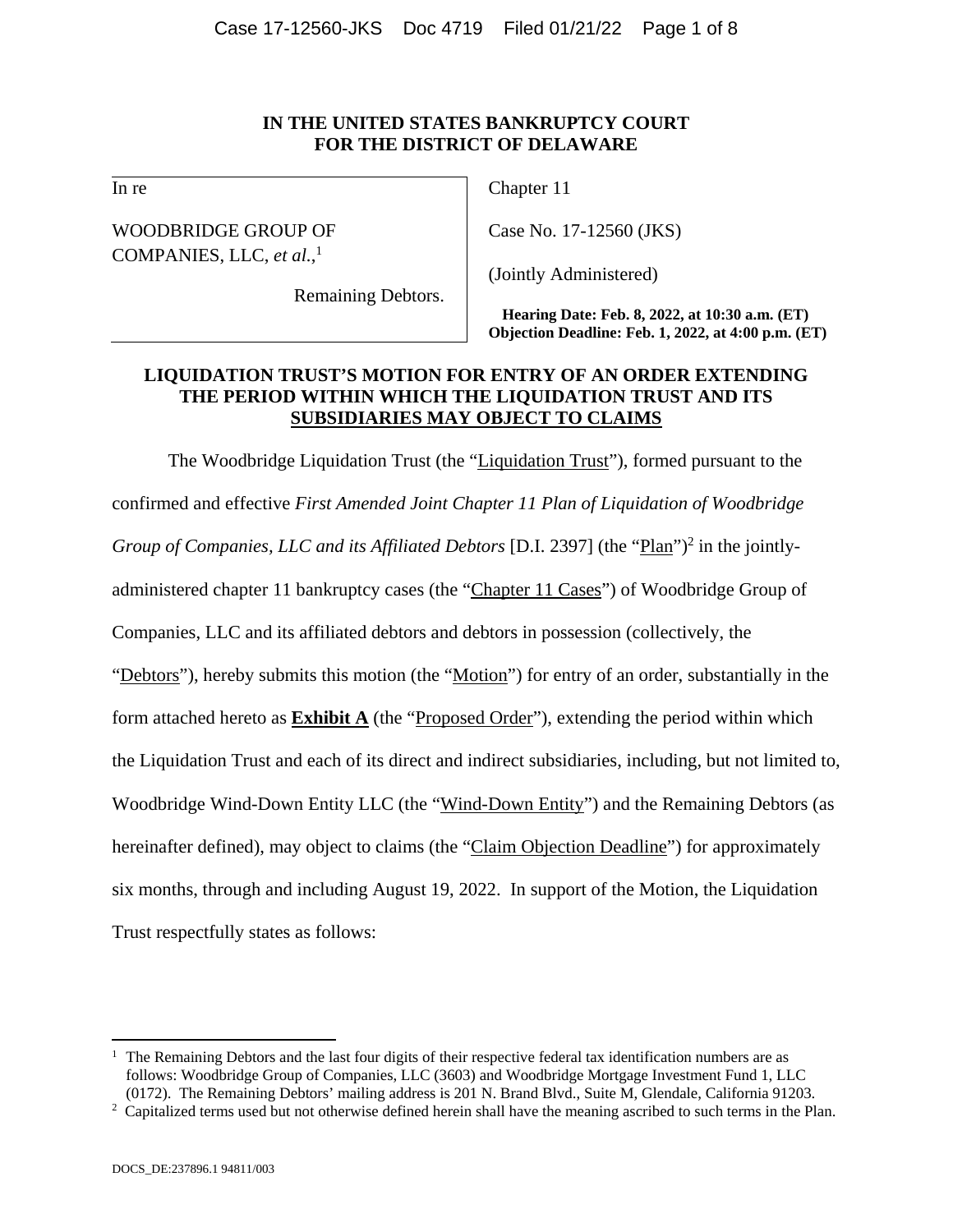**IN THE UNITED STATES BANKRUPTCY COURT**
**FOR THE DISTRICT OF DELAWARE**

| | |
|---|---|
| In re | Chapter 11 |
| WOODBRIDGE GROUP OF COMPANIES, LLC, *et al.*,[1] | Case No. 17-12560 (JKS) |
| Remaining Debtors. | (Jointly Administered) |
| | **Hearing Date: Feb. 8, 2022, at 10:30 a.m. (ET)** **Objection Deadline: Feb. 1, 2022, at 4:00 p.m. (ET)** |

**LIQUIDATION TRUST'S MOTION FOR ENTRY OF AN ORDER EXTENDING THE PERIOD WITHIN WHICH THE LIQUIDATION TRUST AND ITS SUBSIDIARIES MAY OBJECT TO CLAIMS**

The Woodbridge Liquidation Trust (the "Liquidation Trust"), formed pursuant to the confirmed and effective *First Amended Joint Chapter 11 Plan of Liquidation of Woodbridge Group of Companies, LLC and its Affiliated Debtors* [D.I. 2397] (the "Plan")[2] in the jointly-administered chapter 11 bankruptcy cases (the "Chapter 11 Cases") of Woodbridge Group of Companies, LLC and its affiliated debtors and debtors in possession (collectively, the "Debtors"), hereby submits this motion (the "Motion") for entry of an order, substantially in the form attached hereto as **Exhibit A** (the "Proposed Order"), extending the period within which the Liquidation Trust and each of its direct and indirect subsidiaries, including, but not limited to, Woodbridge Wind-Down Entity LLC (the "Wind-Down Entity") and the Remaining Debtors (as hereinafter defined), may object to claims (the "Claim Objection Deadline") for approximately six months, through and including August 19, 2022. In support of the Motion, the Liquidation Trust respectfully states as follows:

---

[1] The Remaining Debtors and the last four digits of their respective federal tax identification numbers are as follows: Woodbridge Group of Companies, LLC (3603) and Woodbridge Mortgage Investment Fund 1, LLC (0172). The Remaining Debtors' mailing address is 201 N. Brand Blvd., Suite M, Glendale, California 91203.

[2] Capitalized terms used but not otherwise defined herein shall have the meaning ascribed to such terms in the Plan.

DOCS_DE:237896.1 94811/003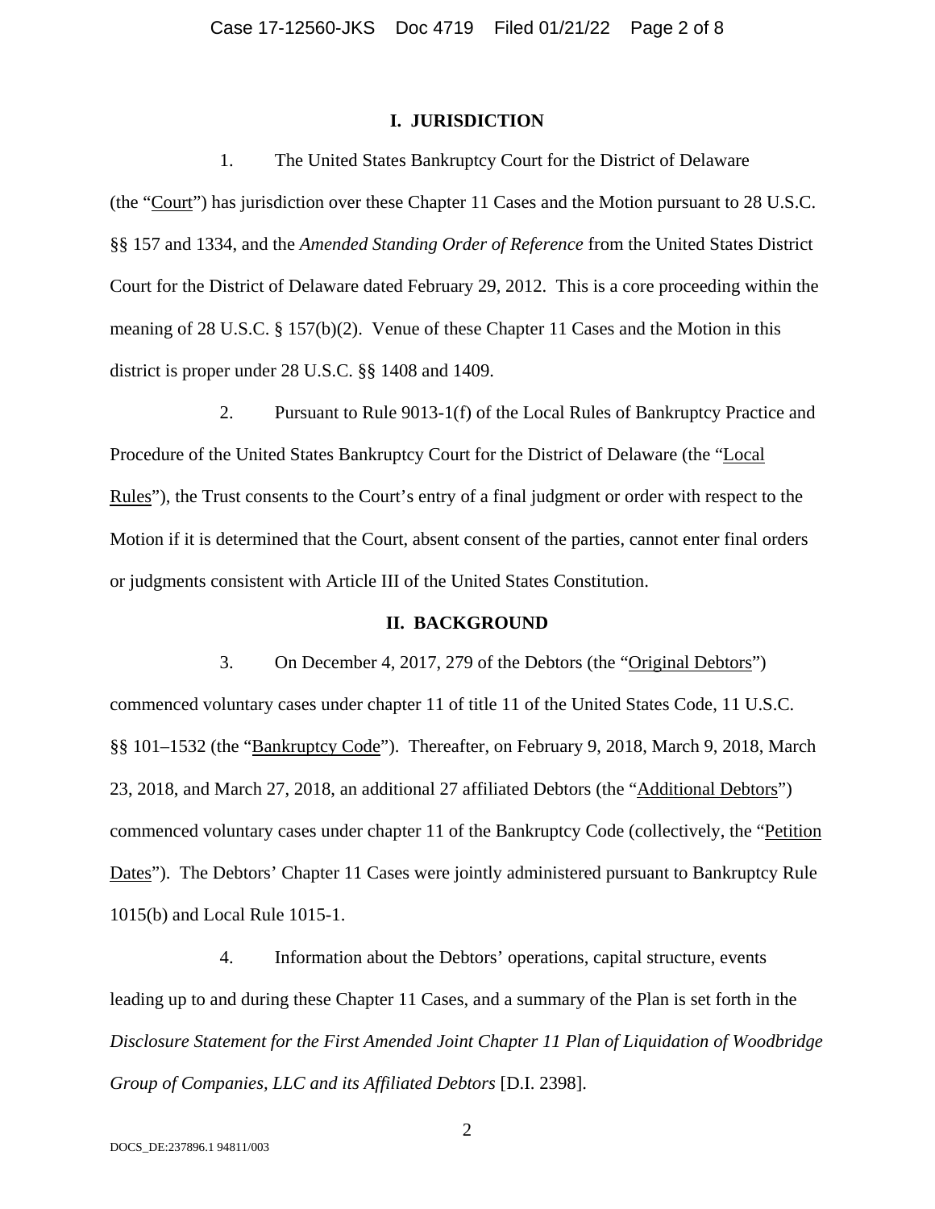## I. JURISDICTION

1. The United States Bankruptcy Court for the District of Delaware (the "Court") has jurisdiction over these Chapter 11 Cases and the Motion pursuant to 28 U.S.C. §§ 157 and 1334, and the *Amended Standing Order of Reference* from the United States District Court for the District of Delaware dated February 29, 2012. This is a core proceeding within the meaning of 28 U.S.C. § 157(b)(2). Venue of these Chapter 11 Cases and the Motion in this district is proper under 28 U.S.C. §§ 1408 and 1409.

2. Pursuant to Rule 9013-1(f) of the Local Rules of Bankruptcy Practice and Procedure of the United States Bankruptcy Court for the District of Delaware (the "Local Rules"), the Trust consents to the Court's entry of a final judgment or order with respect to the Motion if it is determined that the Court, absent consent of the parties, cannot enter final orders or judgments consistent with Article III of the United States Constitution.

## II. BACKGROUND

3. On December 4, 2017, 279 of the Debtors (the "Original Debtors") commenced voluntary cases under chapter 11 of title 11 of the United States Code, 11 U.S.C. §§ 101–1532 (the "Bankruptcy Code"). Thereafter, on February 9, 2018, March 9, 2018, March 23, 2018, and March 27, 2018, an additional 27 affiliated Debtors (the "Additional Debtors") commenced voluntary cases under chapter 11 of the Bankruptcy Code (collectively, the "Petition Dates"). The Debtors' Chapter 11 Cases were jointly administered pursuant to Bankruptcy Rule 1015(b) and Local Rule 1015-1.

4. Information about the Debtors' operations, capital structure, events leading up to and during these Chapter 11 Cases, and a summary of the Plan is set forth in the *Disclosure Statement for the First Amended Joint Chapter 11 Plan of Liquidation of Woodbridge Group of Companies, LLC and its Affiliated Debtors* [D.I. 2398].

DOCS_DE:237896.1 94811/003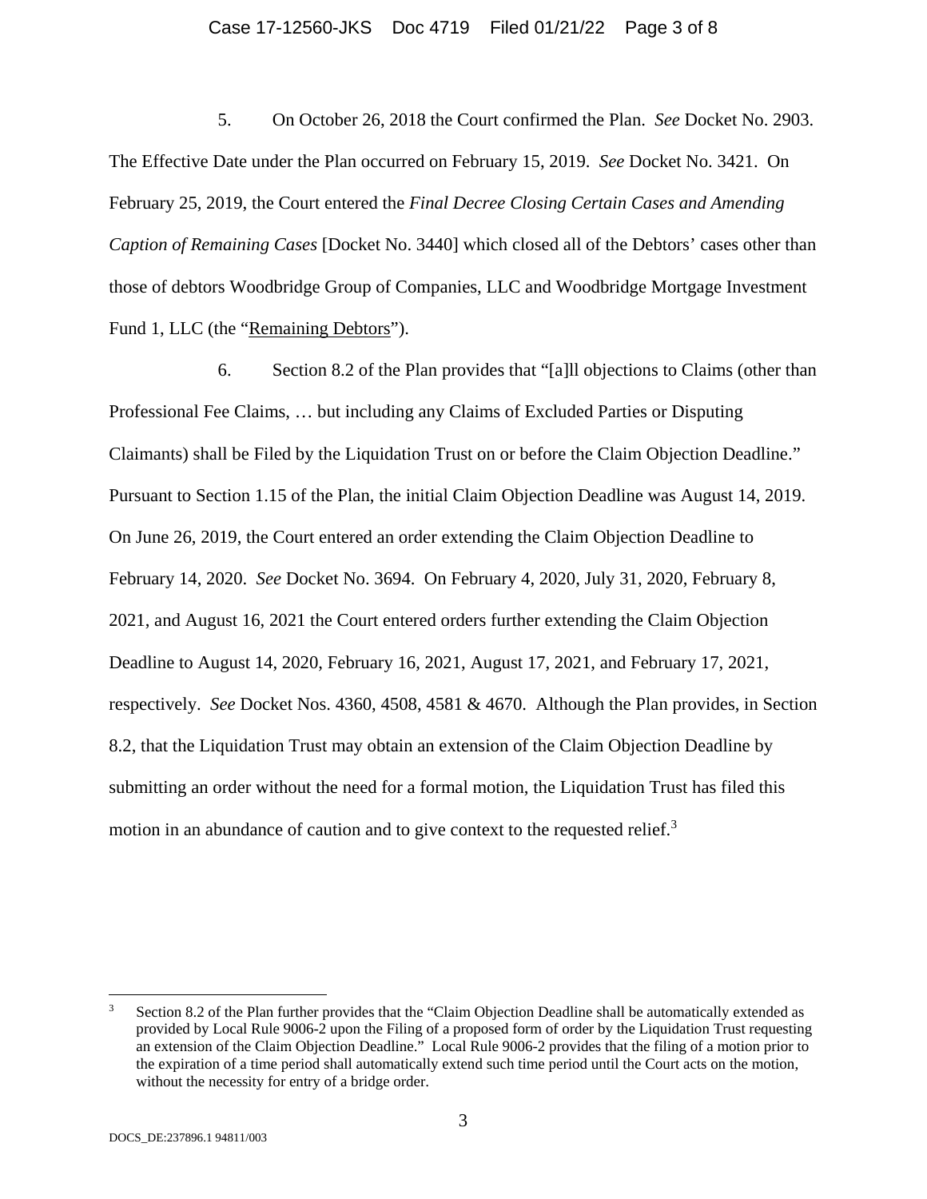5. On October 26, 2018 the Court confirmed the Plan. *See* Docket No. 2903. The Effective Date under the Plan occurred on February 15, 2019. *See* Docket No. 3421. On February 25, 2019, the Court entered the *Final Decree Closing Certain Cases and Amending Caption of Remaining Cases* [Docket No. 3440] which closed all of the Debtors' cases other than those of debtors Woodbridge Group of Companies, LLC and Woodbridge Mortgage Investment Fund 1, LLC (the "Remaining Debtors").

6. Section 8.2 of the Plan provides that "[a]ll objections to Claims (other than Professional Fee Claims, … but including any Claims of Excluded Parties or Disputing Claimants) shall be Filed by the Liquidation Trust on or before the Claim Objection Deadline." Pursuant to Section 1.15 of the Plan, the initial Claim Objection Deadline was August 14, 2019. On June 26, 2019, the Court entered an order extending the Claim Objection Deadline to February 14, 2020. *See* Docket No. 3694. On February 4, 2020, July 31, 2020, February 8, 2021, and August 16, 2021 the Court entered orders further extending the Claim Objection Deadline to August 14, 2020, February 16, 2021, August 17, 2021, and February 17, 2021, respectively. *See* Docket Nos. 4360, 4508, 4581 & 4670. Although the Plan provides, in Section 8.2, that the Liquidation Trust may obtain an extension of the Claim Objection Deadline by submitting an order without the need for a formal motion, the Liquidation Trust has filed this motion in an abundance of caution and to give context to the requested relief.[3]

[3] Section 8.2 of the Plan further provides that the "Claim Objection Deadline shall be automatically extended as provided by Local Rule 9006-2 upon the Filing of a proposed form of order by the Liquidation Trust requesting an extension of the Claim Objection Deadline." Local Rule 9006-2 provides that the filing of a motion prior to the expiration of a time period shall automatically extend such time period until the Court acts on the motion, without the necessity for entry of a bridge order.

DOCS_DE:237896.1 94811/003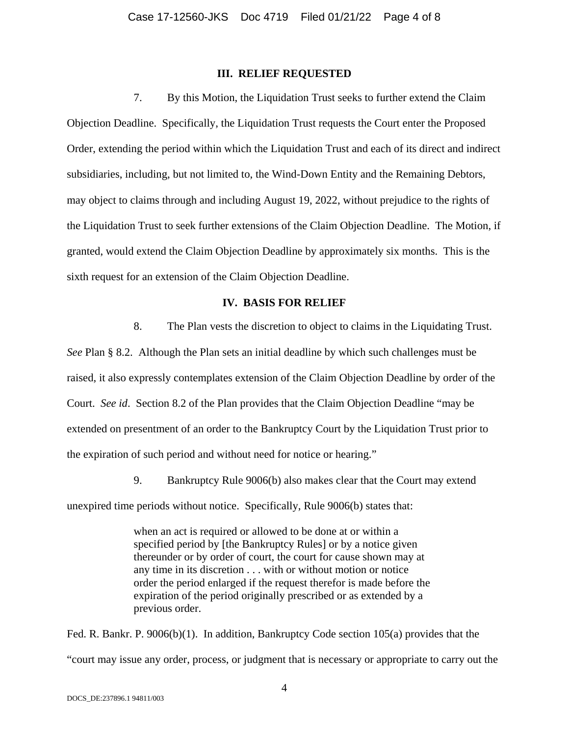### III. RELIEF REQUESTED

7. By this Motion, the Liquidation Trust seeks to further extend the Claim Objection Deadline. Specifically, the Liquidation Trust requests the Court enter the Proposed Order, extending the period within which the Liquidation Trust and each of its direct and indirect subsidiaries, including, but not limited to, the Wind-Down Entity and the Remaining Debtors, may object to claims through and including August 19, 2022, without prejudice to the rights of the Liquidation Trust to seek further extensions of the Claim Objection Deadline. The Motion, if granted, would extend the Claim Objection Deadline by approximately six months. This is the sixth request for an extension of the Claim Objection Deadline.

### IV. BASIS FOR RELIEF

8. The Plan vests the discretion to object to claims in the Liquidating Trust. *See* Plan § 8.2. Although the Plan sets an initial deadline by which such challenges must be raised, it also expressly contemplates extension of the Claim Objection Deadline by order of the Court. *See id*. Section 8.2 of the Plan provides that the Claim Objection Deadline "may be extended on presentment of an order to the Bankruptcy Court by the Liquidation Trust prior to the expiration of such period and without need for notice or hearing."

9. Bankruptcy Rule 9006(b) also makes clear that the Court may extend unexpired time periods without notice. Specifically, Rule 9006(b) states that:

> when an act is required or allowed to be done at or within a specified period by [the Bankruptcy Rules] or by a notice given thereunder or by order of court, the court for cause shown may at any time in its discretion . . . with or without motion or notice order the period enlarged if the request therefor is made before the expiration of the period originally prescribed or as extended by a previous order.

Fed. R. Bankr. P. 9006(b)(1). In addition, Bankruptcy Code section 105(a) provides that the "court may issue any order, process, or judgment that is necessary or appropriate to carry out the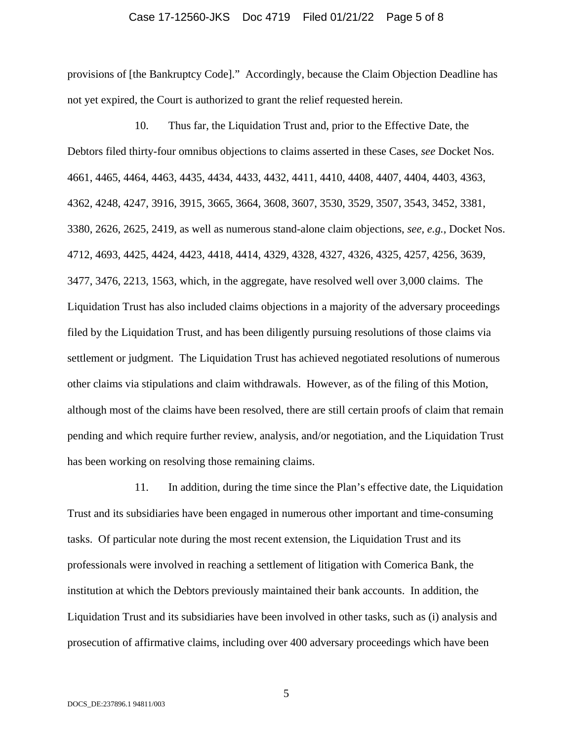provisions of [the Bankruptcy Code]." Accordingly, because the Claim Objection Deadline has not yet expired, the Court is authorized to grant the relief requested herein.

10. Thus far, the Liquidation Trust and, prior to the Effective Date, the Debtors filed thirty-four omnibus objections to claims asserted in these Cases, *see* Docket Nos. 4661, 4465, 4464, 4463, 4435, 4434, 4433, 4432, 4411, 4410, 4408, 4407, 4404, 4403, 4363, 4362, 4248, 4247, 3916, 3915, 3665, 3664, 3608, 3607, 3530, 3529, 3507, 3543, 3452, 3381, 3380, 2626, 2625, 2419, as well as numerous stand-alone claim objections, *see, e.g.*, Docket Nos. 4712, 4693, 4425, 4424, 4423, 4418, 4414, 4329, 4328, 4327, 4326, 4325, 4257, 4256, 3639, 3477, 3476, 2213, 1563, which, in the aggregate, have resolved well over 3,000 claims. The Liquidation Trust has also included claims objections in a majority of the adversary proceedings filed by the Liquidation Trust, and has been diligently pursuing resolutions of those claims via settlement or judgment. The Liquidation Trust has achieved negotiated resolutions of numerous other claims via stipulations and claim withdrawals. However, as of the filing of this Motion, although most of the claims have been resolved, there are still certain proofs of claim that remain pending and which require further review, analysis, and/or negotiation, and the Liquidation Trust has been working on resolving those remaining claims.

11. In addition, during the time since the Plan's effective date, the Liquidation Trust and its subsidiaries have been engaged in numerous other important and time-consuming tasks. Of particular note during the most recent extension, the Liquidation Trust and its professionals were involved in reaching a settlement of litigation with Comerica Bank, the institution at which the Debtors previously maintained their bank accounts. In addition, the Liquidation Trust and its subsidiaries have been involved in other tasks, such as (i) analysis and prosecution of affirmative claims, including over 400 adversary proceedings which have been

DOCS_DE:237896.1 94811/003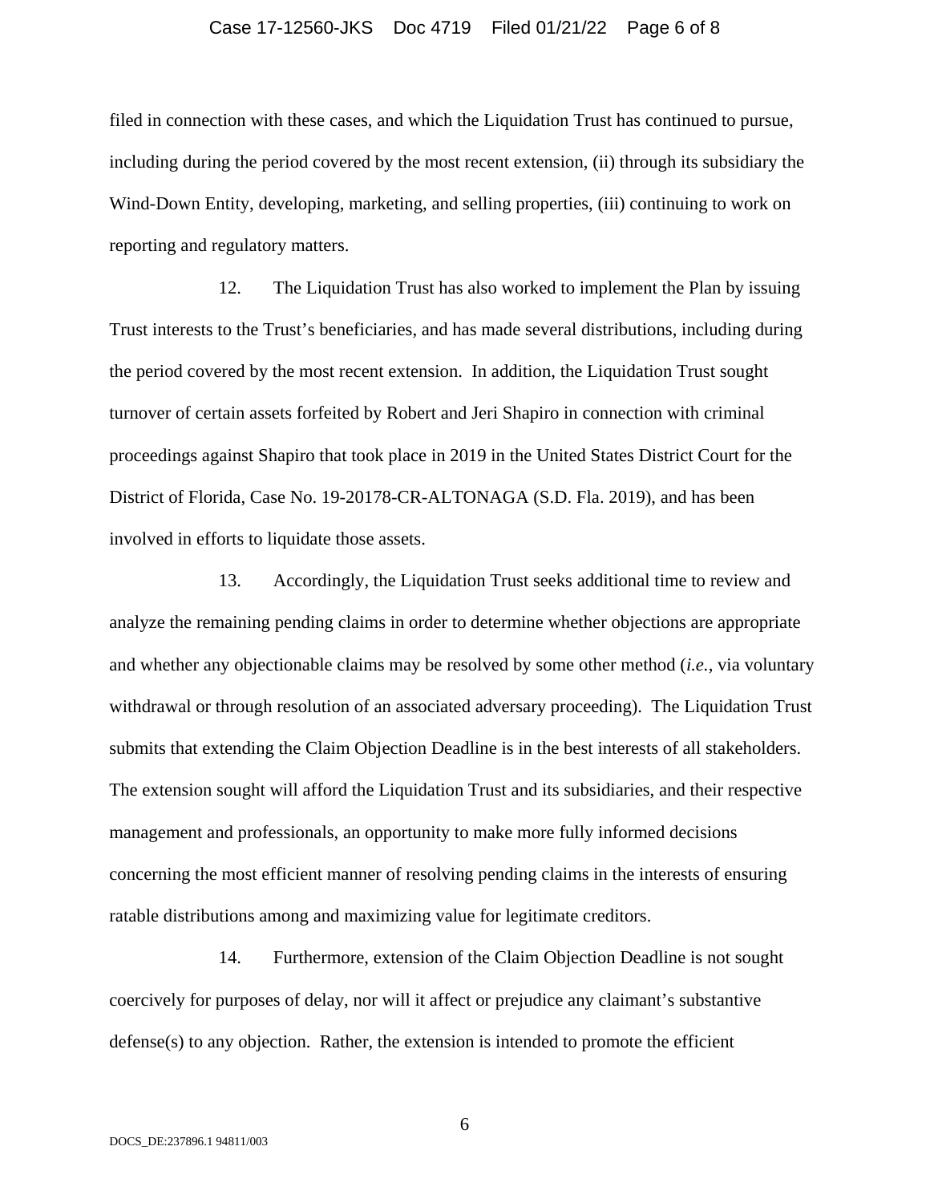filed in connection with these cases, and which the Liquidation Trust has continued to pursue, including during the period covered by the most recent extension, (ii) through its subsidiary the Wind-Down Entity, developing, marketing, and selling properties, (iii) continuing to work on reporting and regulatory matters.

12. The Liquidation Trust has also worked to implement the Plan by issuing Trust interests to the Trust's beneficiaries, and has made several distributions, including during the period covered by the most recent extension. In addition, the Liquidation Trust sought turnover of certain assets forfeited by Robert and Jeri Shapiro in connection with criminal proceedings against Shapiro that took place in 2019 in the United States District Court for the District of Florida, Case No. 19-20178-CR-ALTONAGA (S.D. Fla. 2019), and has been involved in efforts to liquidate those assets.

13. Accordingly, the Liquidation Trust seeks additional time to review and analyze the remaining pending claims in order to determine whether objections are appropriate and whether any objectionable claims may be resolved by some other method (*i.e.*, via voluntary withdrawal or through resolution of an associated adversary proceeding). The Liquidation Trust submits that extending the Claim Objection Deadline is in the best interests of all stakeholders. The extension sought will afford the Liquidation Trust and its subsidiaries, and their respective management and professionals, an opportunity to make more fully informed decisions concerning the most efficient manner of resolving pending claims in the interests of ensuring ratable distributions among and maximizing value for legitimate creditors.

14. Furthermore, extension of the Claim Objection Deadline is not sought coercively for purposes of delay, nor will it affect or prejudice any claimant's substantive defense(s) to any objection. Rather, the extension is intended to promote the efficient

DOCS_DE:237896.1 94811/003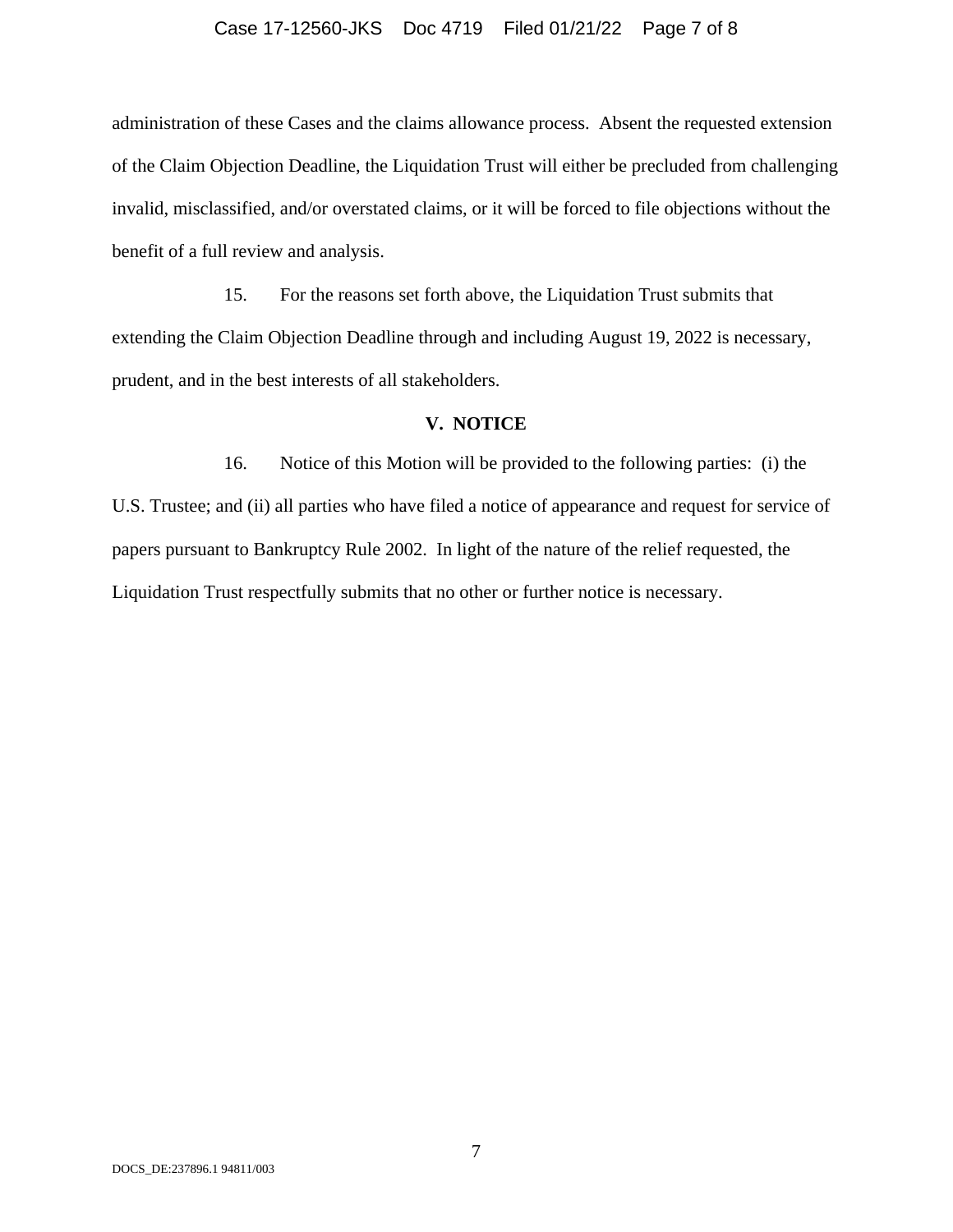administration of these Cases and the claims allowance process. Absent the requested extension of the Claim Objection Deadline, the Liquidation Trust will either be precluded from challenging invalid, misclassified, and/or overstated claims, or it will be forced to file objections without the benefit of a full review and analysis.

15. For the reasons set forth above, the Liquidation Trust submits that extending the Claim Objection Deadline through and including August 19, 2022 is necessary, prudent, and in the best interests of all stakeholders.

## V. NOTICE

16. Notice of this Motion will be provided to the following parties: (i) the U.S. Trustee; and (ii) all parties who have filed a notice of appearance and request for service of papers pursuant to Bankruptcy Rule 2002. In light of the nature of the relief requested, the Liquidation Trust respectfully submits that no other or further notice is necessary.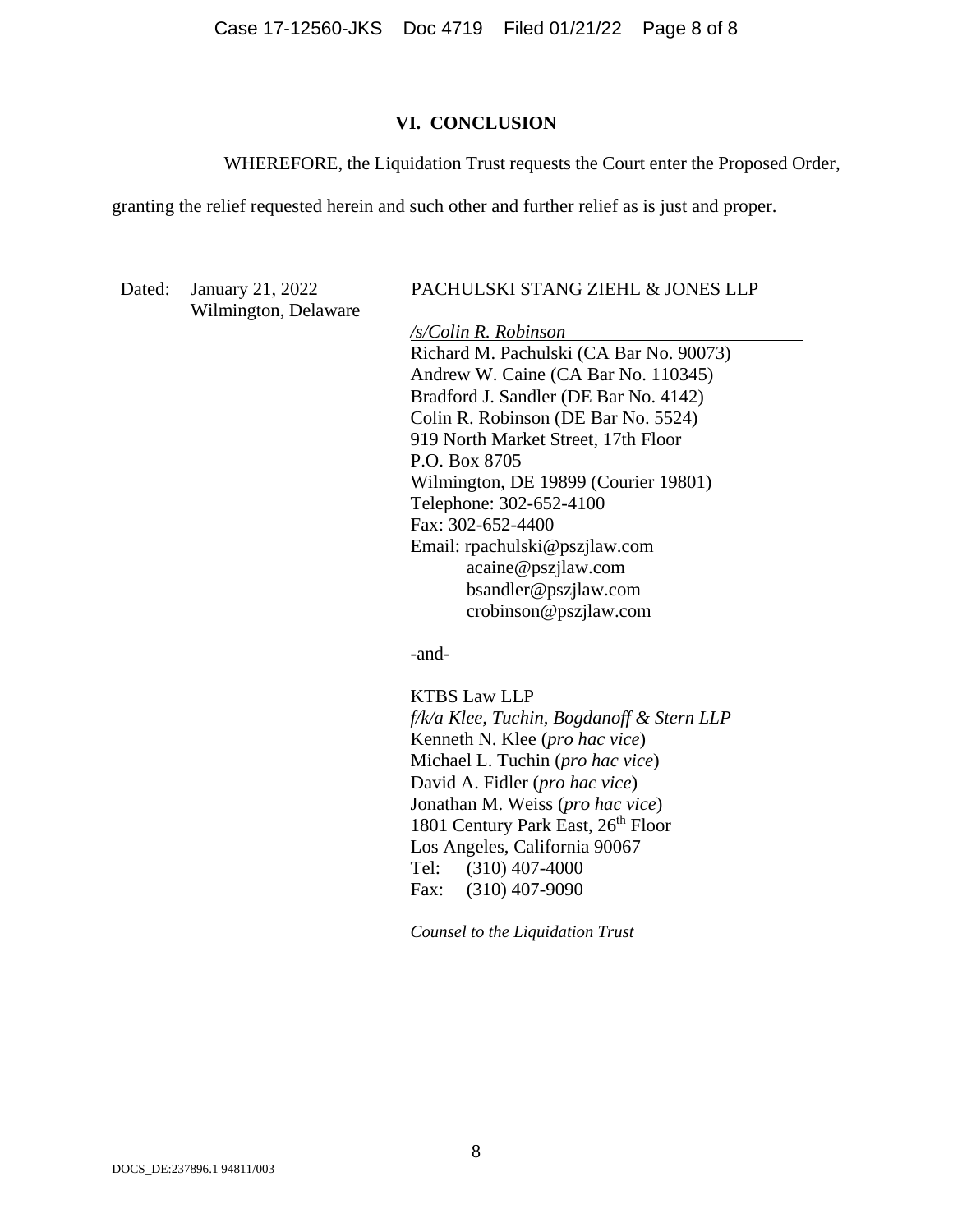## VI. CONCLUSION

WHEREFORE, the Liquidation Trust requests the Court enter the Proposed Order, granting the relief requested herein and such other and further relief as is just and proper.

Dated: January 21, 2022
Wilmington, Delaware

PACHULSKI STANG ZIEHL & JONES LLP

*/s/Colin R. Robinson*
Richard M. Pachulski (CA Bar No. 90073)
Andrew W. Caine (CA Bar No. 110345)
Bradford J. Sandler (DE Bar No. 4142)
Colin R. Robinson (DE Bar No. 5524)
919 North Market Street, 17th Floor
P.O. Box 8705
Wilmington, DE 19899 (Courier 19801)
Telephone: 302-652-4100
Fax: 302-652-4400
Email: rpachulski@pszjlaw.com
acaine@pszjlaw.com
bsandler@pszjlaw.com
crobinson@pszjlaw.com

-and-

KTBS Law LLP
*f/k/a Klee, Tuchin, Bogdanoff & Stern LLP*
Kenneth N. Klee (*pro hac vice*)
Michael L. Tuchin (*pro hac vice*)
David A. Fidler (*pro hac vice*)
Jonathan M. Weiss (*pro hac vice*)
1801 Century Park East, 26th Floor
Los Angeles, California 90067
Tel: (310) 407-4000
Fax: (310) 407-9090

*Counsel to the Liquidation Trust*

DOCS_DE:237896.1 94811/003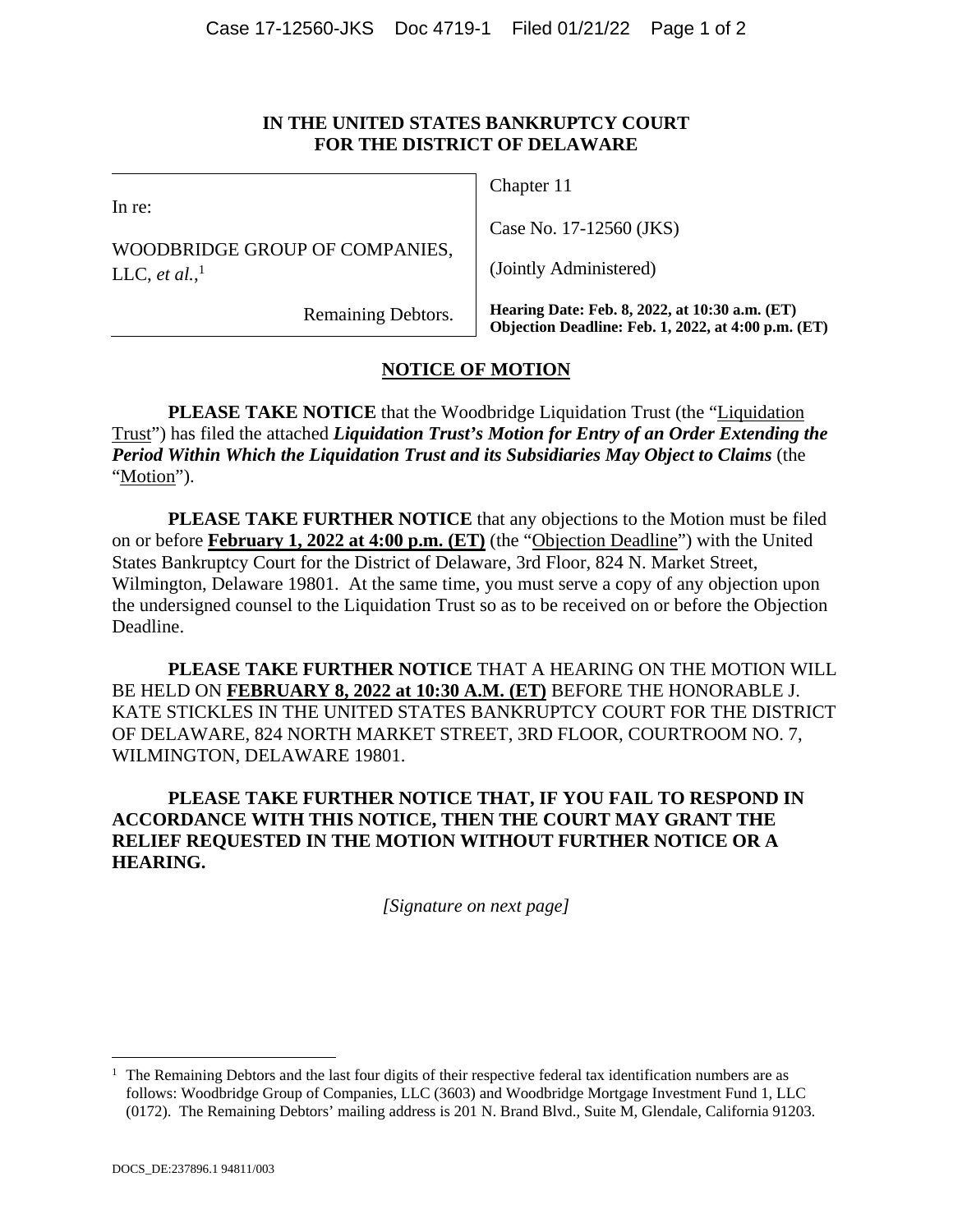**IN THE UNITED STATES BANKRUPTCY COURT**
**FOR THE DISTRICT OF DELAWARE**

| In re: WOODBRIDGE GROUP OF COMPANIES, LLC, *et al.*,[1] Remaining Debtors. | Chapter 11 |
| --- | --- |
| | Case No. 17-12560 (JKS) |
| | (Jointly Administered) |
| | **Hearing Date: Feb. 8, 2022, at 10:30 a.m. (ET)** **Objection Deadline: Feb. 1, 2022, at 4:00 p.m. (ET)** |

## NOTICE OF MOTION

**PLEASE TAKE NOTICE** that the Woodbridge Liquidation Trust (the "Liquidation Trust") has filed the attached ***Liquidation Trust's Motion for Entry of an Order Extending the Period Within Which the Liquidation Trust and its Subsidiaries May Object to Claims*** (the "Motion").

**PLEASE TAKE FURTHER NOTICE** that any objections to the Motion must be filed on or before **February 1, 2022 at 4:00 p.m. (ET)** (the "Objection Deadline") with the United States Bankruptcy Court for the District of Delaware, 3rd Floor, 824 N. Market Street, Wilmington, Delaware 19801. At the same time, you must serve a copy of any objection upon the undersigned counsel to the Liquidation Trust so as to be received on or before the Objection Deadline.

**PLEASE TAKE FURTHER NOTICE** THAT A HEARING ON THE MOTION WILL BE HELD ON **FEBRUARY 8, 2022 at 10:30 A.M. (ET)** BEFORE THE HONORABLE J. KATE STICKLES IN THE UNITED STATES BANKRUPTCY COURT FOR THE DISTRICT OF DELAWARE, 824 NORTH MARKET STREET, 3RD FLOOR, COURTROOM NO. 7, WILMINGTON, DELAWARE 19801.

**PLEASE TAKE FURTHER NOTICE THAT, IF YOU FAIL TO RESPOND IN ACCORDANCE WITH THIS NOTICE, THEN THE COURT MAY GRANT THE RELIEF REQUESTED IN THE MOTION WITHOUT FURTHER NOTICE OR A HEARING.**

*[Signature on next page]*

[1] The Remaining Debtors and the last four digits of their respective federal tax identification numbers are as follows: Woodbridge Group of Companies, LLC (3603) and Woodbridge Mortgage Investment Fund 1, LLC (0172). The Remaining Debtors' mailing address is 201 N. Brand Blvd., Suite M, Glendale, California 91203.

DOCS_DE:237896.1 94811/003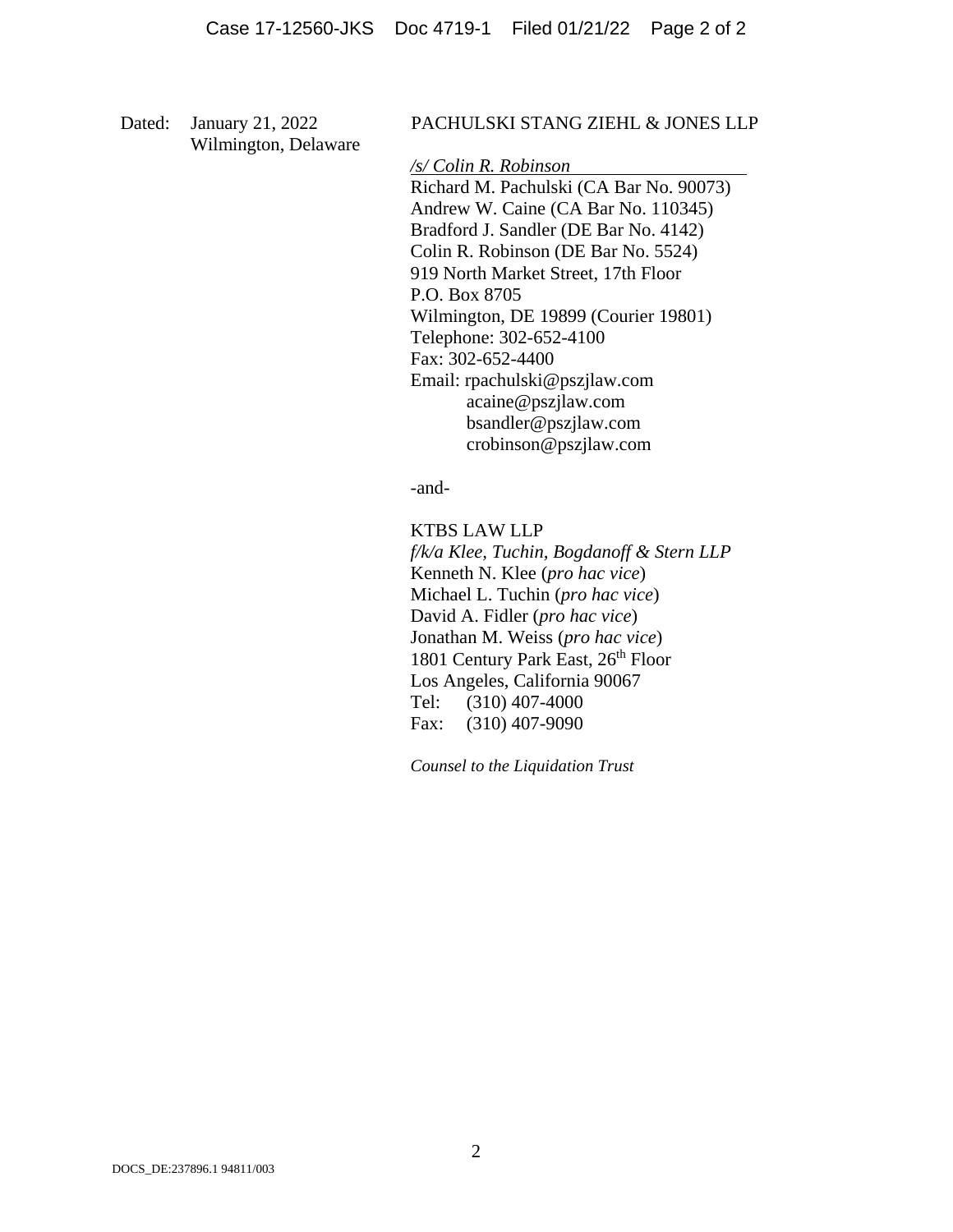Dated: January 21, 2022
Wilmington, Delaware

PACHULSKI STANG ZIEHL & JONES LLP

*/s/ Colin R. Robinson*
Richard M. Pachulski (CA Bar No. 90073)
Andrew W. Caine (CA Bar No. 110345)
Bradford J. Sandler (DE Bar No. 4142)
Colin R. Robinson (DE Bar No. 5524)
919 North Market Street, 17th Floor
P.O. Box 8705
Wilmington, DE 19899 (Courier 19801)
Telephone: 302-652-4100
Fax: 302-652-4400
Email: rpachulski@pszjlaw.com
acaine@pszjlaw.com
bsandler@pszjlaw.com
crobinson@pszjlaw.com

-and-

KTBS LAW LLP
*f/k/a Klee, Tuchin, Bogdanoff & Stern LLP*
Kenneth N. Klee (*pro hac vice*)
Michael L. Tuchin (*pro hac vice*)
David A. Fidler (*pro hac vice*)
Jonathan M. Weiss (*pro hac vice*)
1801 Century Park East, 26th Floor
Los Angeles, California 90067
Tel: (310) 407-4000
Fax: (310) 407-9090

*Counsel to the Liquidation Trust*

DOCS_DE:237896.1 94811/003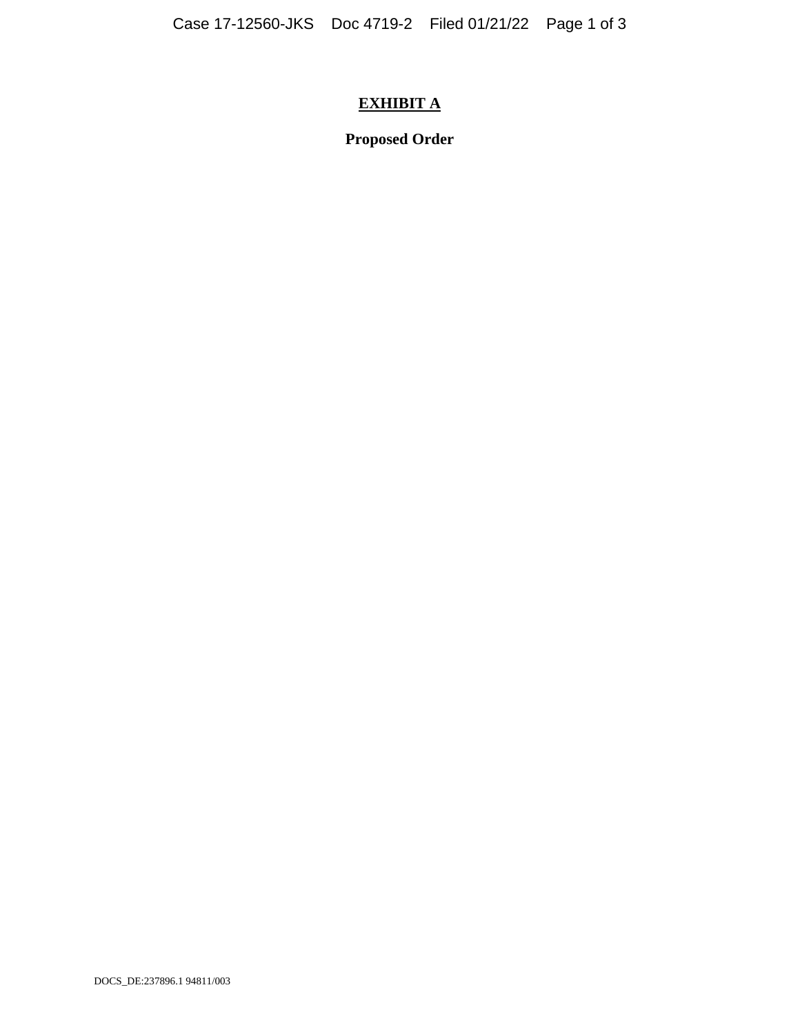# EXHIBIT A

## Proposed Order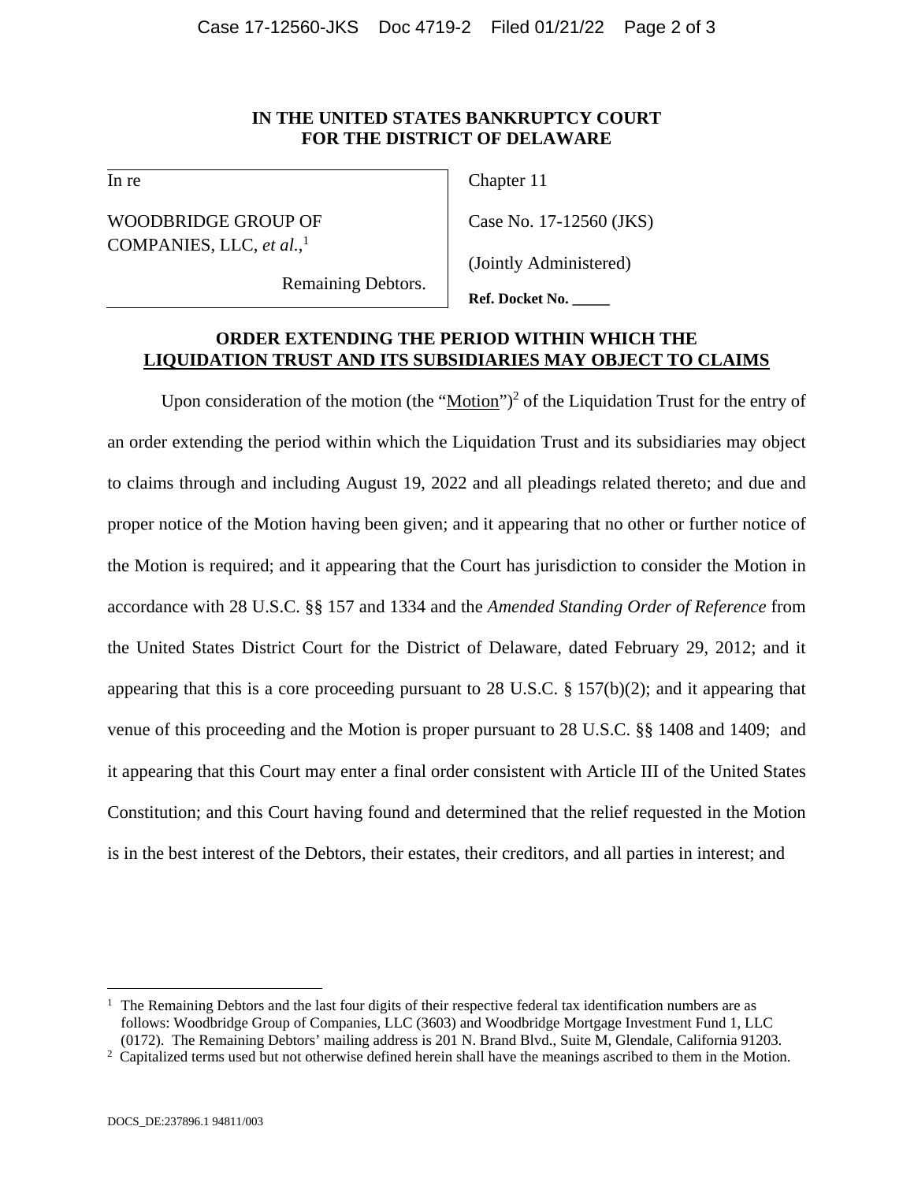**IN THE UNITED STATES BANKRUPTCY COURT**
**FOR THE DISTRICT OF DELAWARE**

| In re<br><br>WOODBRIDGE GROUP OF COMPANIES, LLC, *et al.*,[1]<br><br>Remaining Debtors. | Chapter 11<br><br>Case No. 17-12560 (JKS)<br><br>(Jointly Administered)<br><br>**Ref. Docket No. _____** |
|---|---|

**ORDER EXTENDING THE PERIOD WITHIN WHICH THE LIQUIDATION TRUST AND ITS SUBSIDIARIES MAY OBJECT TO CLAIMS**

Upon consideration of the motion (the "Motion")[2] of the Liquidation Trust for the entry of an order extending the period within which the Liquidation Trust and its subsidiaries may object to claims through and including August 19, 2022 and all pleadings related thereto; and due and proper notice of the Motion having been given; and it appearing that no other or further notice of the Motion is required; and it appearing that the Court has jurisdiction to consider the Motion in accordance with 28 U.S.C. §§ 157 and 1334 and the *Amended Standing Order of Reference* from the United States District Court for the District of Delaware, dated February 29, 2012; and it appearing that this is a core proceeding pursuant to 28 U.S.C. § 157(b)(2); and it appearing that venue of this proceeding and the Motion is proper pursuant to 28 U.S.C. §§ 1408 and 1409; and it appearing that this Court may enter a final order consistent with Article III of the United States Constitution; and this Court having found and determined that the relief requested in the Motion is in the best interest of the Debtors, their estates, their creditors, and all parties in interest; and

[1] The Remaining Debtors and the last four digits of their respective federal tax identification numbers are as follows: Woodbridge Group of Companies, LLC (3603) and Woodbridge Mortgage Investment Fund 1, LLC (0172). The Remaining Debtors' mailing address is 201 N. Brand Blvd., Suite M, Glendale, California 91203.

[2] Capitalized terms used but not otherwise defined herein shall have the meanings ascribed to them in the Motion.

DOCS_DE:237896.1 94811/003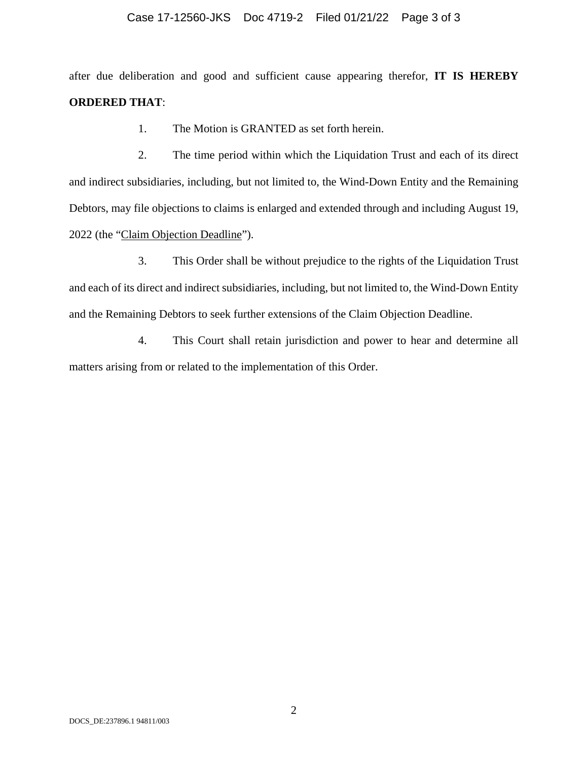after due deliberation and good and sufficient cause appearing therefor, **IT IS HEREBY ORDERED THAT**:

1. The Motion is GRANTED as set forth herein.

2. The time period within which the Liquidation Trust and each of its direct and indirect subsidiaries, including, but not limited to, the Wind-Down Entity and the Remaining Debtors, may file objections to claims is enlarged and extended through and including August 19, 2022 (the "Claim Objection Deadline").

3. This Order shall be without prejudice to the rights of the Liquidation Trust and each of its direct and indirect subsidiaries, including, but not limited to, the Wind-Down Entity and the Remaining Debtors to seek further extensions of the Claim Objection Deadline.

4. This Court shall retain jurisdiction and power to hear and determine all matters arising from or related to the implementation of this Order.

DOCS_DE:237896.1 94811/003